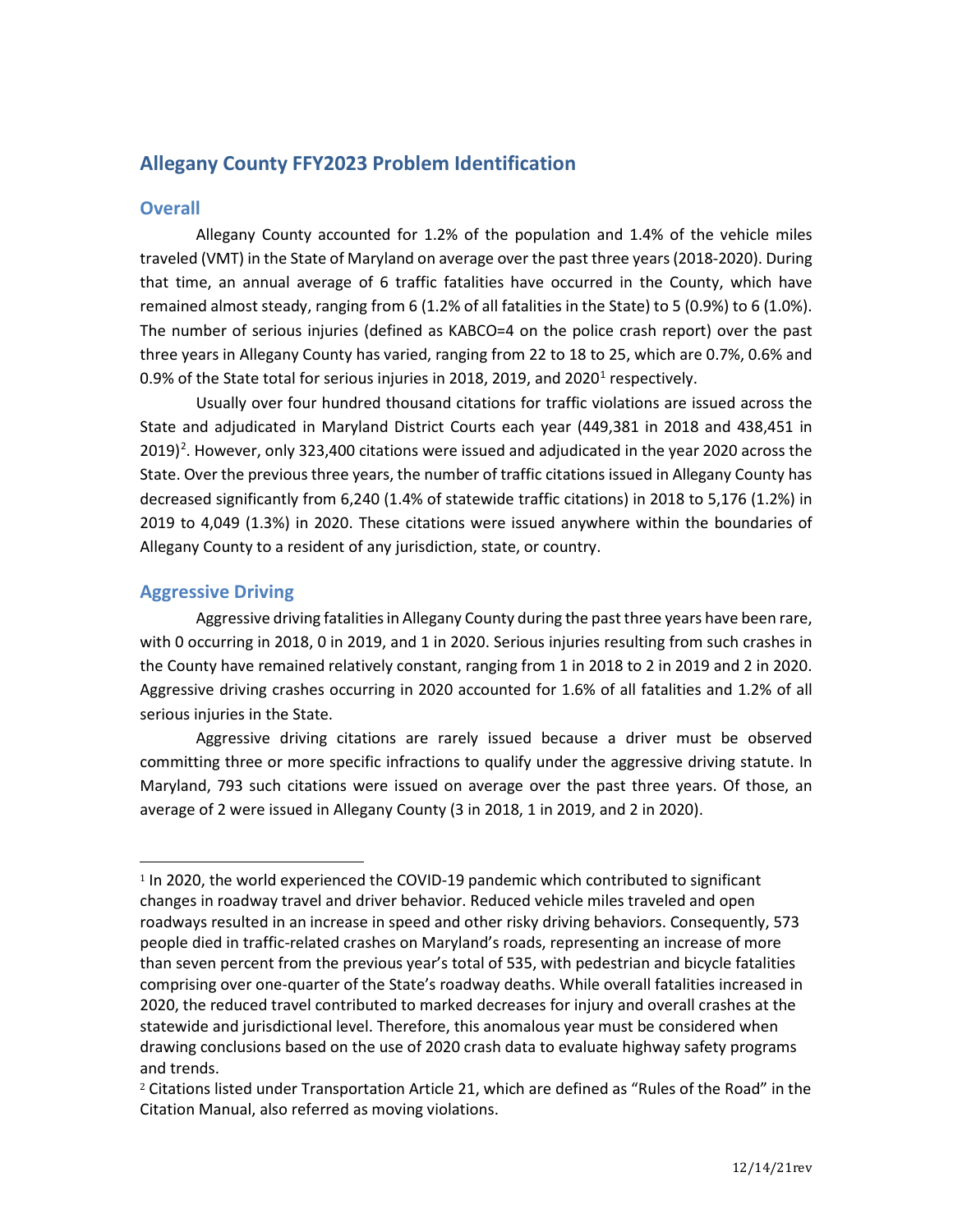# Allegany County FFY2023 Problem Identification

## Overall

Allegany County accounted for 1.2% of the population and 1.4% of the vehicle miles traveled (VMT) in the State of Maryland on average over the past three years (2018-2020). During that time, an annual average of 6 traffic fatalities have occurred in the County, which have remained almost steady, ranging from 6 (1.2% of all fatalities in the State) to 5 (0.9%) to 6 (1.0%). The number of serious injuries (defined as KABCO=4 on the police crash report) over the past three years in Allegany County has varied, ranging from 22 to 18 to 25, which are 0.7%, 0.6% and 0.9% of the State total for serious injuries in 2018, 2019, and 2020[1] respectively.

Usually over four hundred thousand citations for traffic violations are issued across the State and adjudicated in Maryland District Courts each year (449,381 in 2018 and 438,451 in 2019)[2]. However, only 323,400 citations were issued and adjudicated in the year 2020 across the State. Over the previous three years, the number of traffic citations issued in Allegany County has decreased significantly from 6,240 (1.4% of statewide traffic citations) in 2018 to 5,176 (1.2%) in 2019 to 4,049 (1.3%) in 2020. These citations were issued anywhere within the boundaries of Allegany County to a resident of any jurisdiction, state, or country.

## Aggressive Driving

Aggressive driving fatalities in Allegany County during the past three years have been rare, with 0 occurring in 2018, 0 in 2019, and 1 in 2020. Serious injuries resulting from such crashes in the County have remained relatively constant, ranging from 1 in 2018 to 2 in 2019 and 2 in 2020. Aggressive driving crashes occurring in 2020 accounted for 1.6% of all fatalities and 1.2% of all serious injuries in the State.

Aggressive driving citations are rarely issued because a driver must be observed committing three or more specific infractions to qualify under the aggressive driving statute. In Maryland, 793 such citations were issued on average over the past three years. Of those, an average of 2 were issued in Allegany County (3 in 2018, 1 in 2019, and 2 in 2020).

---

[1] In 2020, the world experienced the COVID-19 pandemic which contributed to significant changes in roadway travel and driver behavior. Reduced vehicle miles traveled and open roadways resulted in an increase in speed and other risky driving behaviors. Consequently, 573 people died in traffic-related crashes on Maryland's roads, representing an increase of more than seven percent from the previous year's total of 535, with pedestrian and bicycle fatalities comprising over one-quarter of the State's roadway deaths. While overall fatalities increased in 2020, the reduced travel contributed to marked decreases for injury and overall crashes at the statewide and jurisdictional level. Therefore, this anomalous year must be considered when drawing conclusions based on the use of 2020 crash data to evaluate highway safety programs and trends.

[2] Citations listed under Transportation Article 21, which are defined as "Rules of the Road" in the Citation Manual, also referred as moving violations.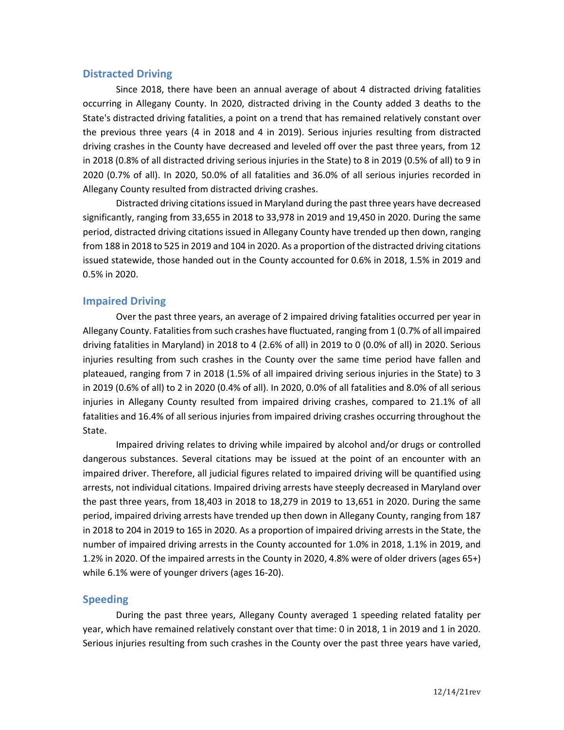## Distracted Driving

Since 2018, there have been an annual average of about 4 distracted driving fatalities occurring in Allegany County. In 2020, distracted driving in the County added 3 deaths to the State's distracted driving fatalities, a point on a trend that has remained relatively constant over the previous three years (4 in 2018 and 4 in 2019). Serious injuries resulting from distracted driving crashes in the County have decreased and leveled off over the past three years, from 12 in 2018 (0.8% of all distracted driving serious injuries in the State) to 8 in 2019 (0.5% of all) to 9 in 2020 (0.7% of all). In 2020, 50.0% of all fatalities and 36.0% of all serious injuries recorded in Allegany County resulted from distracted driving crashes.

Distracted driving citations issued in Maryland during the past three years have decreased significantly, ranging from 33,655 in 2018 to 33,978 in 2019 and 19,450 in 2020. During the same period, distracted driving citations issued in Allegany County have trended up then down, ranging from 188 in 2018 to 525 in 2019 and 104 in 2020. As a proportion of the distracted driving citations issued statewide, those handed out in the County accounted for 0.6% in 2018, 1.5% in 2019 and 0.5% in 2020.

## Impaired Driving

Over the past three years, an average of 2 impaired driving fatalities occurred per year in Allegany County. Fatalities from such crashes have fluctuated, ranging from 1 (0.7% of all impaired driving fatalities in Maryland) in 2018 to 4 (2.6% of all) in 2019 to 0 (0.0% of all) in 2020. Serious injuries resulting from such crashes in the County over the same time period have fallen and plateaued, ranging from 7 in 2018 (1.5% of all impaired driving serious injuries in the State) to 3 in 2019 (0.6% of all) to 2 in 2020 (0.4% of all). In 2020, 0.0% of all fatalities and 8.0% of all serious injuries in Allegany County resulted from impaired driving crashes, compared to 21.1% of all fatalities and 16.4% of all serious injuries from impaired driving crashes occurring throughout the State.

Impaired driving relates to driving while impaired by alcohol and/or drugs or controlled dangerous substances. Several citations may be issued at the point of an encounter with an impaired driver. Therefore, all judicial figures related to impaired driving will be quantified using arrests, not individual citations. Impaired driving arrests have steeply decreased in Maryland over the past three years, from 18,403 in 2018 to 18,279 in 2019 to 13,651 in 2020. During the same period, impaired driving arrests have trended up then down in Allegany County, ranging from 187 in 2018 to 204 in 2019 to 165 in 2020. As a proportion of impaired driving arrests in the State, the number of impaired driving arrests in the County accounted for 1.0% in 2018, 1.1% in 2019, and 1.2% in 2020. Of the impaired arrests in the County in 2020, 4.8% were of older drivers (ages 65+) while 6.1% were of younger drivers (ages 16-20).

## Speeding

During the past three years, Allegany County averaged 1 speeding related fatality per year, which have remained relatively constant over that time: 0 in 2018, 1 in 2019 and 1 in 2020. Serious injuries resulting from such crashes in the County over the past three years have varied,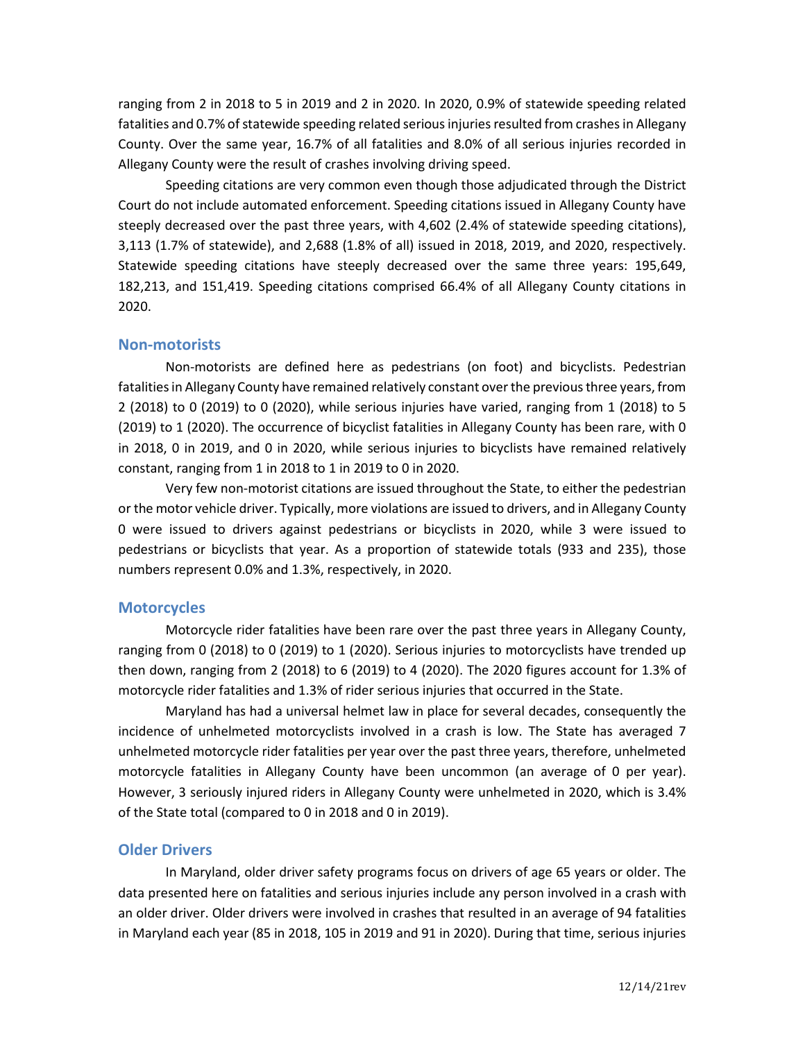ranging from 2 in 2018 to 5 in 2019 and 2 in 2020. In 2020, 0.9% of statewide speeding related fatalities and 0.7% of statewide speeding related serious injuries resulted from crashes in Allegany County. Over the same year, 16.7% of all fatalities and 8.0% of all serious injuries recorded in Allegany County were the result of crashes involving driving speed.

Speeding citations are very common even though those adjudicated through the District Court do not include automated enforcement. Speeding citations issued in Allegany County have steeply decreased over the past three years, with 4,602 (2.4% of statewide speeding citations), 3,113 (1.7% of statewide), and 2,688 (1.8% of all) issued in 2018, 2019, and 2020, respectively. Statewide speeding citations have steeply decreased over the same three years: 195,649, 182,213, and 151,419. Speeding citations comprised 66.4% of all Allegany County citations in 2020.

## Non-motorists

Non-motorists are defined here as pedestrians (on foot) and bicyclists. Pedestrian fatalities in Allegany County have remained relatively constant over the previous three years, from 2 (2018) to 0 (2019) to 0 (2020), while serious injuries have varied, ranging from 1 (2018) to 5 (2019) to 1 (2020). The occurrence of bicyclist fatalities in Allegany County has been rare, with 0 in 2018, 0 in 2019, and 0 in 2020, while serious injuries to bicyclists have remained relatively constant, ranging from 1 in 2018 to 1 in 2019 to 0 in 2020.

Very few non-motorist citations are issued throughout the State, to either the pedestrian or the motor vehicle driver. Typically, more violations are issued to drivers, and in Allegany County 0 were issued to drivers against pedestrians or bicyclists in 2020, while 3 were issued to pedestrians or bicyclists that year. As a proportion of statewide totals (933 and 235), those numbers represent 0.0% and 1.3%, respectively, in 2020.

## Motorcycles

Motorcycle rider fatalities have been rare over the past three years in Allegany County, ranging from 0 (2018) to 0 (2019) to 1 (2020). Serious injuries to motorcyclists have trended up then down, ranging from 2 (2018) to 6 (2019) to 4 (2020). The 2020 figures account for 1.3% of motorcycle rider fatalities and 1.3% of rider serious injuries that occurred in the State.

Maryland has had a universal helmet law in place for several decades, consequently the incidence of unhelmeted motorcyclists involved in a crash is low. The State has averaged 7 unhelmeted motorcycle rider fatalities per year over the past three years, therefore, unhelmeted motorcycle fatalities in Allegany County have been uncommon (an average of 0 per year). However, 3 seriously injured riders in Allegany County were unhelmeted in 2020, which is 3.4% of the State total (compared to 0 in 2018 and 0 in 2019).

## Older Drivers

In Maryland, older driver safety programs focus on drivers of age 65 years or older. The data presented here on fatalities and serious injuries include any person involved in a crash with an older driver. Older drivers were involved in crashes that resulted in an average of 94 fatalities in Maryland each year (85 in 2018, 105 in 2019 and 91 in 2020). During that time, serious injuries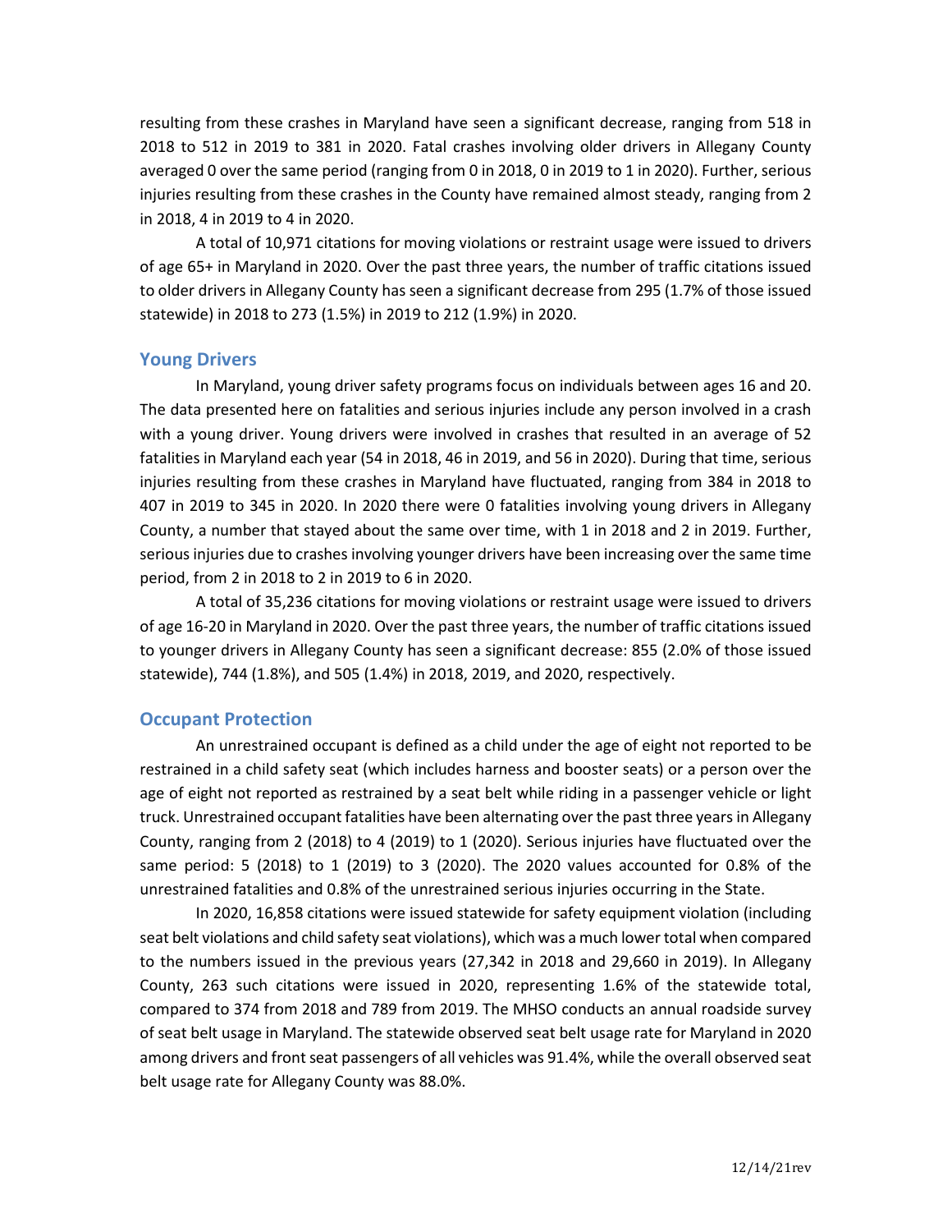resulting from these crashes in Maryland have seen a significant decrease, ranging from 518 in 2018 to 512 in 2019 to 381 in 2020. Fatal crashes involving older drivers in Allegany County averaged 0 over the same period (ranging from 0 in 2018, 0 in 2019 to 1 in 2020). Further, serious injuries resulting from these crashes in the County have remained almost steady, ranging from 2 in 2018, 4 in 2019 to 4 in 2020.

A total of 10,971 citations for moving violations or restraint usage were issued to drivers of age 65+ in Maryland in 2020. Over the past three years, the number of traffic citations issued to older drivers in Allegany County has seen a significant decrease from 295 (1.7% of those issued statewide) in 2018 to 273 (1.5%) in 2019 to 212 (1.9%) in 2020.

## Young Drivers

In Maryland, young driver safety programs focus on individuals between ages 16 and 20. The data presented here on fatalities and serious injuries include any person involved in a crash with a young driver. Young drivers were involved in crashes that resulted in an average of 52 fatalities in Maryland each year (54 in 2018, 46 in 2019, and 56 in 2020). During that time, serious injuries resulting from these crashes in Maryland have fluctuated, ranging from 384 in 2018 to 407 in 2019 to 345 in 2020. In 2020 there were 0 fatalities involving young drivers in Allegany County, a number that stayed about the same over time, with 1 in 2018 and 2 in 2019. Further, serious injuries due to crashes involving younger drivers have been increasing over the same time period, from 2 in 2018 to 2 in 2019 to 6 in 2020.

A total of 35,236 citations for moving violations or restraint usage were issued to drivers of age 16-20 in Maryland in 2020. Over the past three years, the number of traffic citations issued to younger drivers in Allegany County has seen a significant decrease: 855 (2.0% of those issued statewide), 744 (1.8%), and 505 (1.4%) in 2018, 2019, and 2020, respectively.

## Occupant Protection

An unrestrained occupant is defined as a child under the age of eight not reported to be restrained in a child safety seat (which includes harness and booster seats) or a person over the age of eight not reported as restrained by a seat belt while riding in a passenger vehicle or light truck. Unrestrained occupant fatalities have been alternating over the past three years in Allegany County, ranging from 2 (2018) to 4 (2019) to 1 (2020). Serious injuries have fluctuated over the same period: 5 (2018) to 1 (2019) to 3 (2020). The 2020 values accounted for 0.8% of the unrestrained fatalities and 0.8% of the unrestrained serious injuries occurring in the State.

In 2020, 16,858 citations were issued statewide for safety equipment violation (including seat belt violations and child safety seat violations), which was a much lower total when compared to the numbers issued in the previous years (27,342 in 2018 and 29,660 in 2019). In Allegany County, 263 such citations were issued in 2020, representing 1.6% of the statewide total, compared to 374 from 2018 and 789 from 2019. The MHSO conducts an annual roadside survey of seat belt usage in Maryland. The statewide observed seat belt usage rate for Maryland in 2020 among drivers and front seat passengers of all vehicles was 91.4%, while the overall observed seat belt usage rate for Allegany County was 88.0%.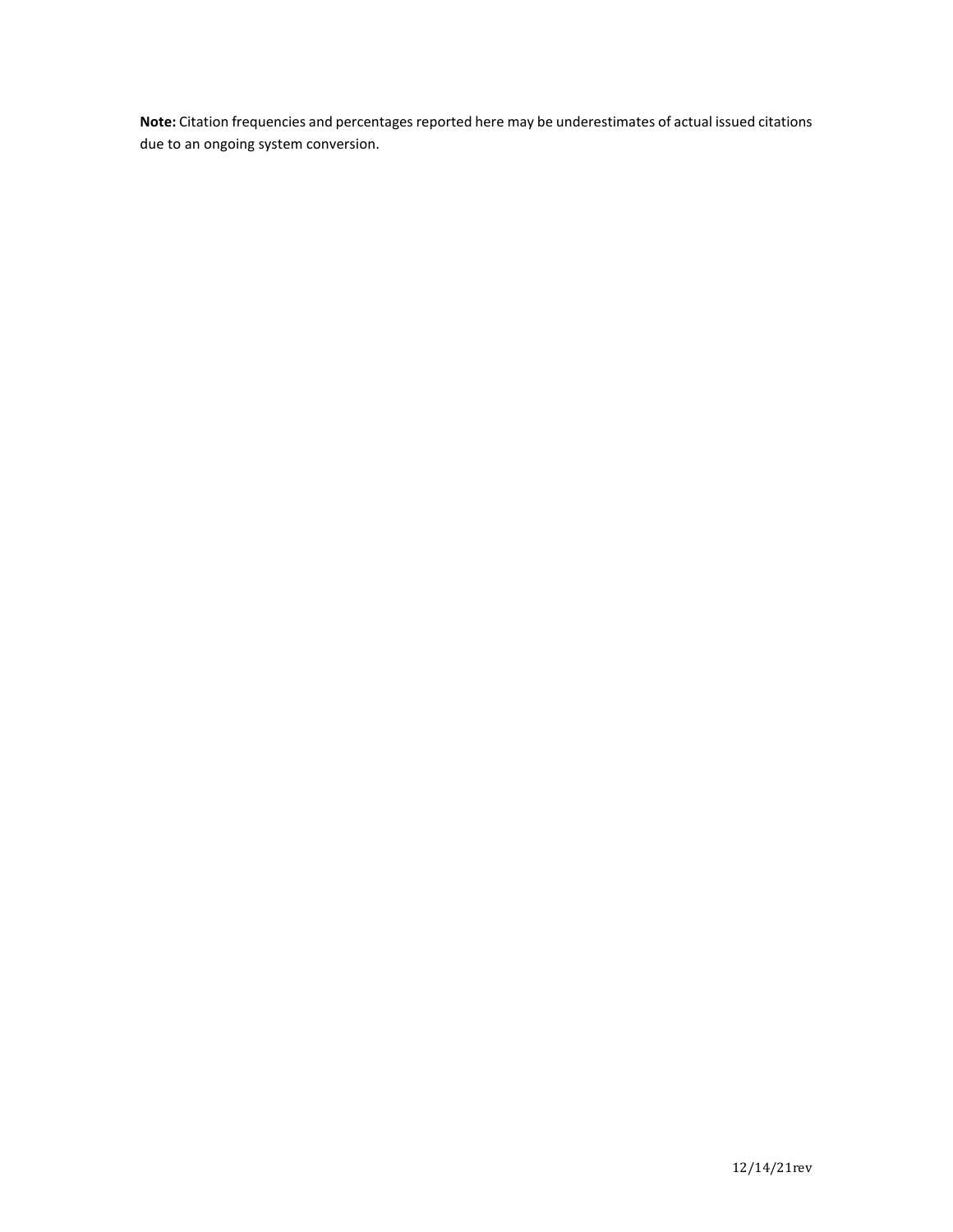**Note:** Citation frequencies and percentages reported here may be underestimates of actual issued citations due to an ongoing system conversion.

12/14/21rev